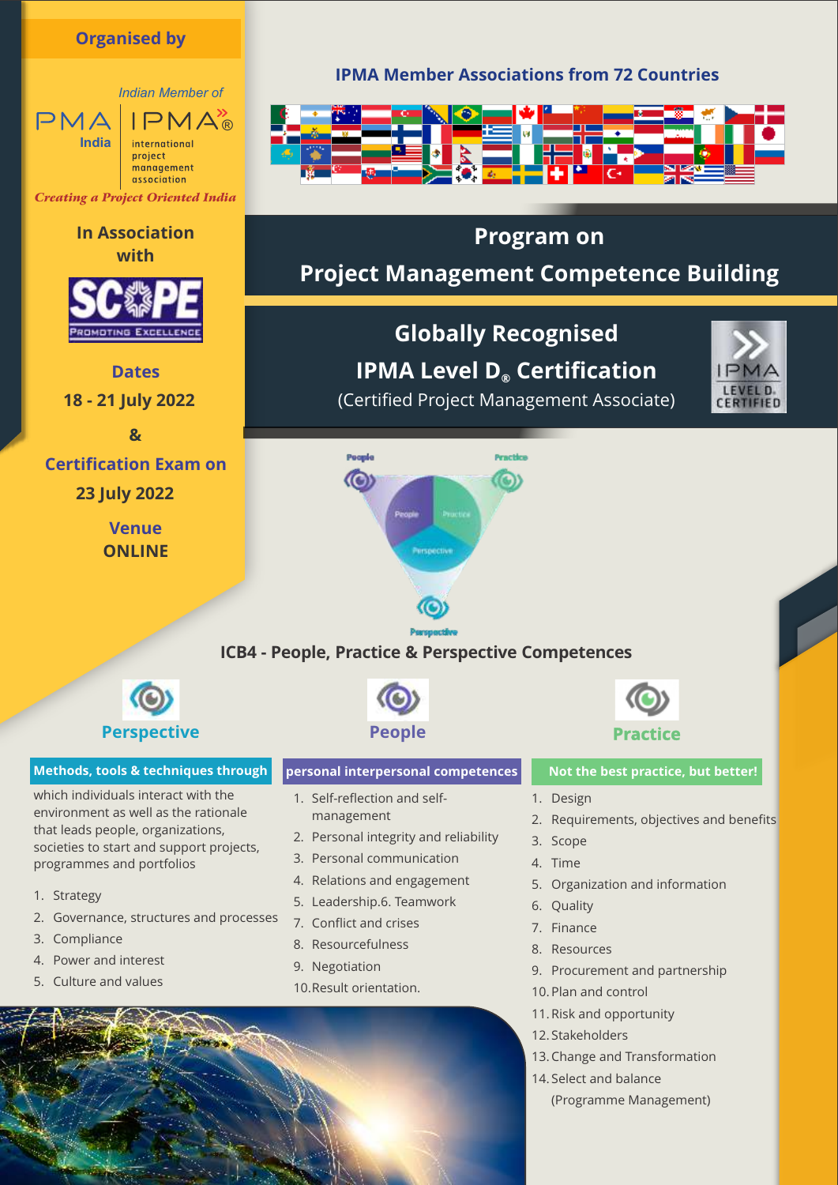**Organised by**

*Indian Member of*

PMA India | IPMA® international project management association

*Creating a Project Oriented India*

**In Association with**

SCOPE PROMOTING EXCELLENCE

**Dates**

**18 - 21 July 2022**

**&**

**Certification Exam on**

**23 July 2022**

**Venue**

**ONLINE**

**IPMA Member Associations from 72 Countries**

# Program on Project Management Competence Building

## Globally Recognised IPMA Level D® Certification

(Certified Project Management Associate)

IPMA LEVEL D. CERTIFIED

People · Practice · Perspective

### ICB4 - People, Practice & Perspective Competences

#### Perspective

**Methods, tools & techniques through**

which individuals interact with the environment as well as the rationale that leads people, organizations, societies to start and support projects, programmes and portfolios

1. Strategy
2. Governance, structures and processes
3. Compliance
4. Power and interest
5. Culture and values

#### People

**personal interpersonal competences**

1. Self-reflection and self-management
2. Personal integrity and reliability
3. Personal communication
4. Relations and engagement
5. Leadership.6. Teamwork
7. Conflict and crises
8. Resourcefulness
9. Negotiation
10. Result orientation.

#### Practice

**Not the best practice, but better!**

1. Design
2. Requirements, objectives and benefits
3. Scope
4. Time
5. Organization and information
6. Quality
7. Finance
8. Resources
9. Procurement and partnership
10. Plan and control
11. Risk and opportunity
12. Stakeholders
13. Change and Transformation
14. Select and balance (Programme Management)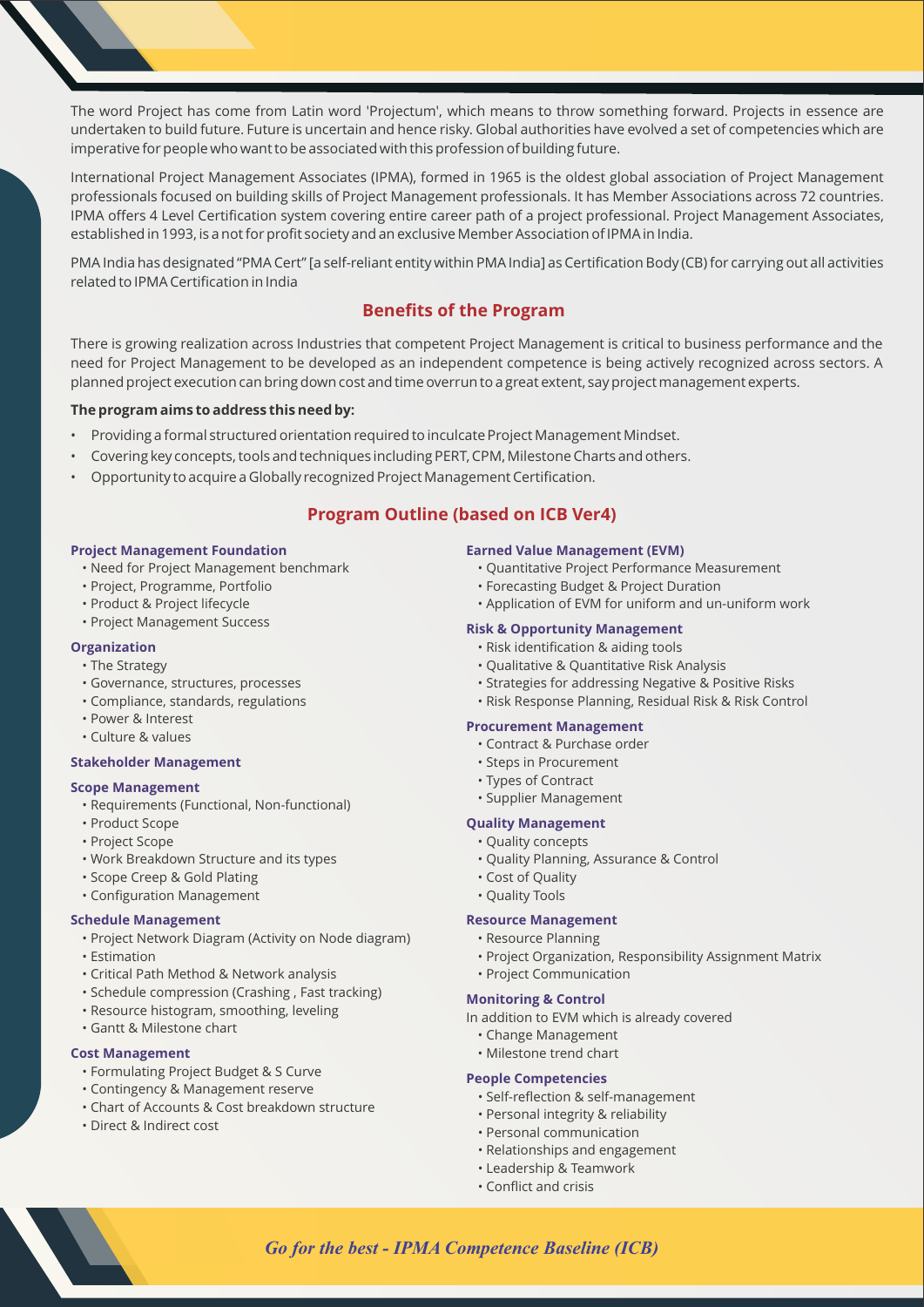The word Project has come from Latin word 'Projectum', which means to throw something forward. Projects in essence are undertaken to build future. Future is uncertain and hence risky. Global authorities have evolved a set of competencies which are imperative for people who want to be associated with this profession of building future.

International Project Management Associates (IPMA), formed in 1965 is the oldest global association of Project Management professionals focused on building skills of Project Management professionals. It has Member Associations across 72 countries. IPMA offers 4 Level Certification system covering entire career path of a project professional. Project Management Associates, established in 1993, is a not for profit society and an exclusive Member Association of IPMA in India.

PMA India has designated "PMA Cert" [a self-reliant entity within PMA India] as Certification Body (CB) for carrying out all activities related to IPMA Certification in India

## Benefits of the Program

There is growing realization across Industries that competent Project Management is critical to business performance and the need for Project Management to be developed as an independent competence is being actively recognized across sectors. A planned project execution can bring down cost and time overrun to a great extent, say project management experts.

**The program aims to address this need by:**

- Providing a formal structured orientation required to inculcate Project Management Mindset.
- Covering key concepts, tools and techniques including PERT, CPM, Milestone Charts and others.
- Opportunity to acquire a Globally recognized Project Management Certification.

## Program Outline (based on ICB Ver4)

### Project Management Foundation

- Need for Project Management benchmark
- Project, Programme, Portfolio
- Product & Project lifecycle
- Project Management Success

### Organization

- The Strategy
- Governance, structures, processes
- Compliance, standards, regulations
- Power & Interest
- Culture & values

### Stakeholder Management

### Scope Management

- Requirements (Functional, Non-functional)
- Product Scope
- Project Scope
- Work Breakdown Structure and its types
- Scope Creep & Gold Plating
- Configuration Management

### Schedule Management

- Project Network Diagram (Activity on Node diagram)
- Estimation
- Critical Path Method & Network analysis
- Schedule compression (Crashing , Fast tracking)
- Resource histogram, smoothing, leveling
- Gantt & Milestone chart

### Cost Management

- Formulating Project Budget & S Curve
- Contingency & Management reserve
- Chart of Accounts & Cost breakdown structure
- Direct & Indirect cost

### Earned Value Management (EVM)

- Quantitative Project Performance Measurement
- Forecasting Budget & Project Duration
- Application of EVM for uniform and un-uniform work

### Risk & Opportunity Management

- Risk identification & aiding tools
- Qualitative & Quantitative Risk Analysis
- Strategies for addressing Negative & Positive Risks
- Risk Response Planning, Residual Risk & Risk Control

### Procurement Management

- Contract & Purchase order
- Steps in Procurement
- Types of Contract
- Supplier Management

### Quality Management

- Quality concepts
- Quality Planning, Assurance & Control
- Cost of Quality
- Quality Tools

### Resource Management

- Resource Planning
- Project Organization, Responsibility Assignment Matrix
- Project Communication

### Monitoring & Control

In addition to EVM which is already covered

- Change Management
- Milestone trend chart

### People Competencies

- Self-reflection & self-management
- Personal integrity & reliability
- Personal communication
- Relationships and engagement
- Leadership & Teamwork
- Conflict and crisis

*Go for the best - IPMA Competence Baseline (ICB)*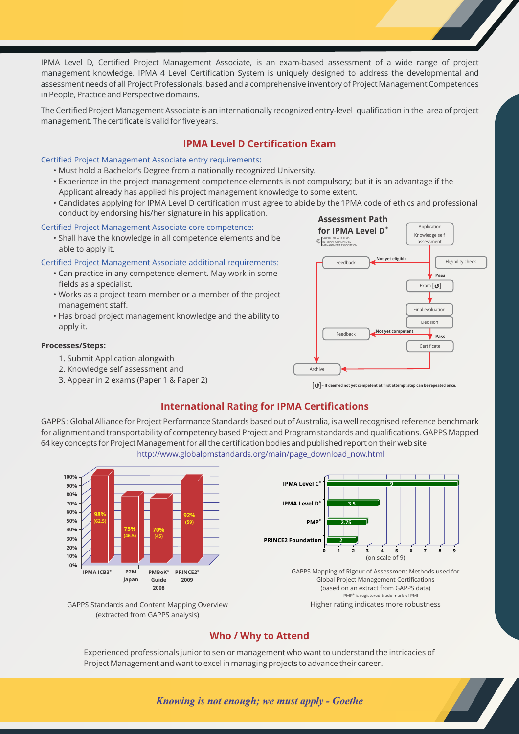IPMA Level D, Certified Project Management Associate, is an exam-based assessment of a wide range of project management knowledge. IPMA 4 Level Certification System is uniquely designed to address the developmental and assessment needs of all Project Professionals, based and a comprehensive inventory of Project Management Competences in People, Practice and Perspective domains.

The Certified Project Management Associate is an internationally recognized entry-level qualification in the area of project management. The certificate is valid for five years.

## IPMA Level D Certification Exam

Certified Project Management Associate entry requirements:

- Must hold a Bachelor's Degree from a nationally recognized University.
- Experience in the project management competence elements is not compulsory; but it is an advantage if the Applicant already has applied his project management knowledge to some extent.
- Candidates applying for IPMA Level D certification must agree to abide by the 'IPMA code of ethics and professional conduct by endorsing his/her signature in his application.

Certified Project Management Associate core competence:

- Shall have the knowledge in all competence elements and be able to apply it.

Certified Project Management Associate additional requirements:

- Can practice in any competence element. May work in some fields as a specialist.
- Works as a project team member or a member of the project management staff.
- Has broad project management knowledge and the ability to apply it.

**Processes/Steps:**

1. Submit Application alongwith
2. Knowledge self assessment and
3. Appear in 2 exams (Paper 1 & Paper 2)

**Assessment Path for IPMA Level D®**

© COPYRIGHT 2018 IPMA INTERNATIONAL PROJECT MANAGEMENT ASSOCIATION

Application → Knowledge self assessment → Eligibility check → (Not yet eligible → Feedback → Archive) / Pass → Exam [↻] → Final evaluation → Decision → (Not yet competent → Feedback → Archive) / Pass → Certificate → Archive

[↻] = If deemed not yet competent at first attempt step can be repeated once.

## International Rating for IPMA Certifications

GAPPS : Global Alliance for Project Performance Standards based out of Australia, is a well recognised reference benchmark for alignment and transportability of competency based Project and Program standards and qualifications. GAPPS Mapped 64 key concepts for Project Management for all the certification bodies and published report on their web site http://www.globalpmstandards.org/main/page_download_now.html

| Standard | Coverage |
|---|---|
| IPMA ICB3® | 98% (62.5) |
| P2M Japan | 73% (46.5) |
| PMBoK® Guide 2008 | 70% (45) |
| PRINCE2® 2009 | 92% (59) |

GAPPS Standards and Content Mapping Overview (extracted from GAPPS analysis)

| Certification | Rating (on scale of 9) |
|---|---|
| IPMA Level C® | 9 |
| IPMA Level D® | 3.5 |
| PMP® | 2.75 |
| PRINCE2 Foundation | 2 |

GAPPS Mapping of Rigour of Assessment Methods used for Global Project Management Certifications (based on an extract from GAPPS data)

PMP® is registered trade mark of PMI

Higher rating indicates more robustness

## Who / Why to Attend

Experienced professionals junior to senior management who want to understand the intricacies of Project Management and want to excel in managing projects to advance their career.

*Knowing is not enough; we must apply - Goethe*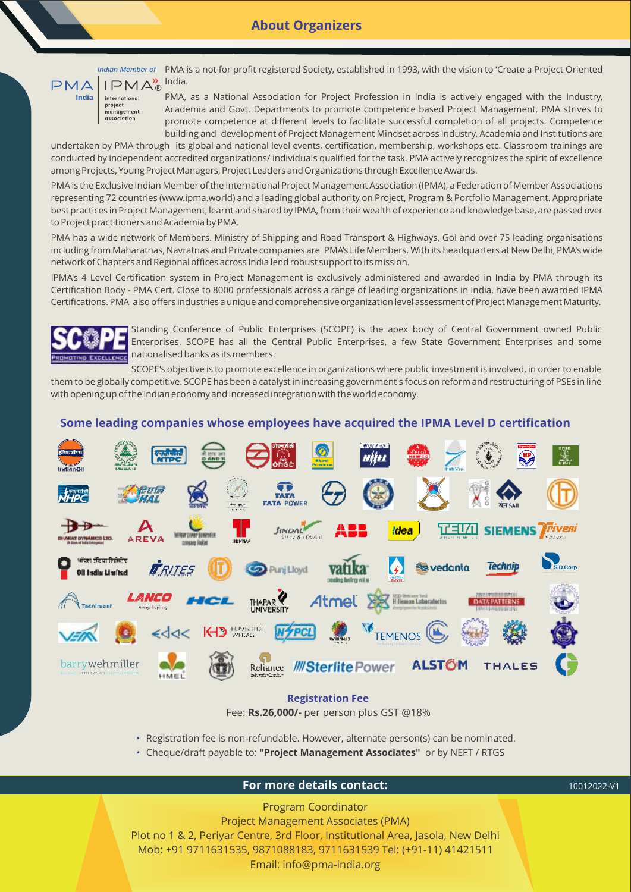## About Organizers

PMA is a not for profit registered Society, established in 1993, with the vision to 'Create a Project Oriented India.

PMA, as a National Association for Project Profession in India is actively engaged with the Industry, Academia and Govt. Departments to promote competence based Project Management. PMA strives to promote competence at different levels to facilitate successful completion of all projects. Competence building and development of Project Management Mindset across Industry, Academia and Institutions are undertaken by PMA through its global and national level events, certification, membership, workshops etc. Classroom trainings are conducted by independent accredited organizations/ individuals qualified for the task. PMA actively recognizes the spirit of excellence among Projects, Young Project Managers, Project Leaders and Organizations through Excellence Awards.

PMA is the Exclusive Indian Member of the International Project Management Association (IPMA), a Federation of Member Associations representing 72 countries (www.ipma.world) and a leading global authority on Project, Program & Portfolio Management. Appropriate best practices in Project Management, learnt and shared by IPMA, from their wealth of experience and knowledge base, are passed over to Project practitioners and Academia by PMA.

PMA has a wide network of Members. Ministry of Shipping and Road Transport & Highways, GoI and over 75 leading organisations including from Maharatnas, Navratnas and Private companies are PMA's Life Members. With its headquarters at New Delhi, PMA's wide network of Chapters and Regional offices across India lend robust support to its mission.

IPMA's 4 Level Certification system in Project Management is exclusively administered and awarded in India by PMA through its Certification Body - PMA Cert. Close to 8000 professionals across a range of leading organizations in India, have been awarded IPMA Certifications. PMA also offers industries a unique and comprehensive organization level assessment of Project Management Maturity.

Standing Conference of Public Enterprises (SCOPE) is the apex body of Central Government owned Public Enterprises. SCOPE has all the Central Public Enterprises, a few State Government Enterprises and some nationalised banks as its members.

SCOPE's objective is to promote excellence in organizations where public investment is involved, in order to enable them to be globally competitive. SCOPE has been a catalyst in increasing government's focus on reform and restructuring of PSEs in line with opening up of the Indian economy and increased integration with the world economy.

### Some leading companies whose employees have acquired the IPMA Level D certification

### Registration Fee

Fee: **Rs.26,000/-** per person plus GST @18%

- Registration fee is non-refundable. However, alternate person(s) can be nominated.
- Cheque/draft payable to: **"Project Management Associates"** or by NEFT / RTGS

### For more details contact:

10012022-V1

Program Coordinator
Project Management Associates (PMA)
Plot no 1 & 2, Periyar Centre, 3rd Floor, Institutional Area, Jasola, New Delhi
Mob: +91 9711631535, 9871088183, 9711631539 Tel: (+91-11) 41421511
Email: info@pma-india.org